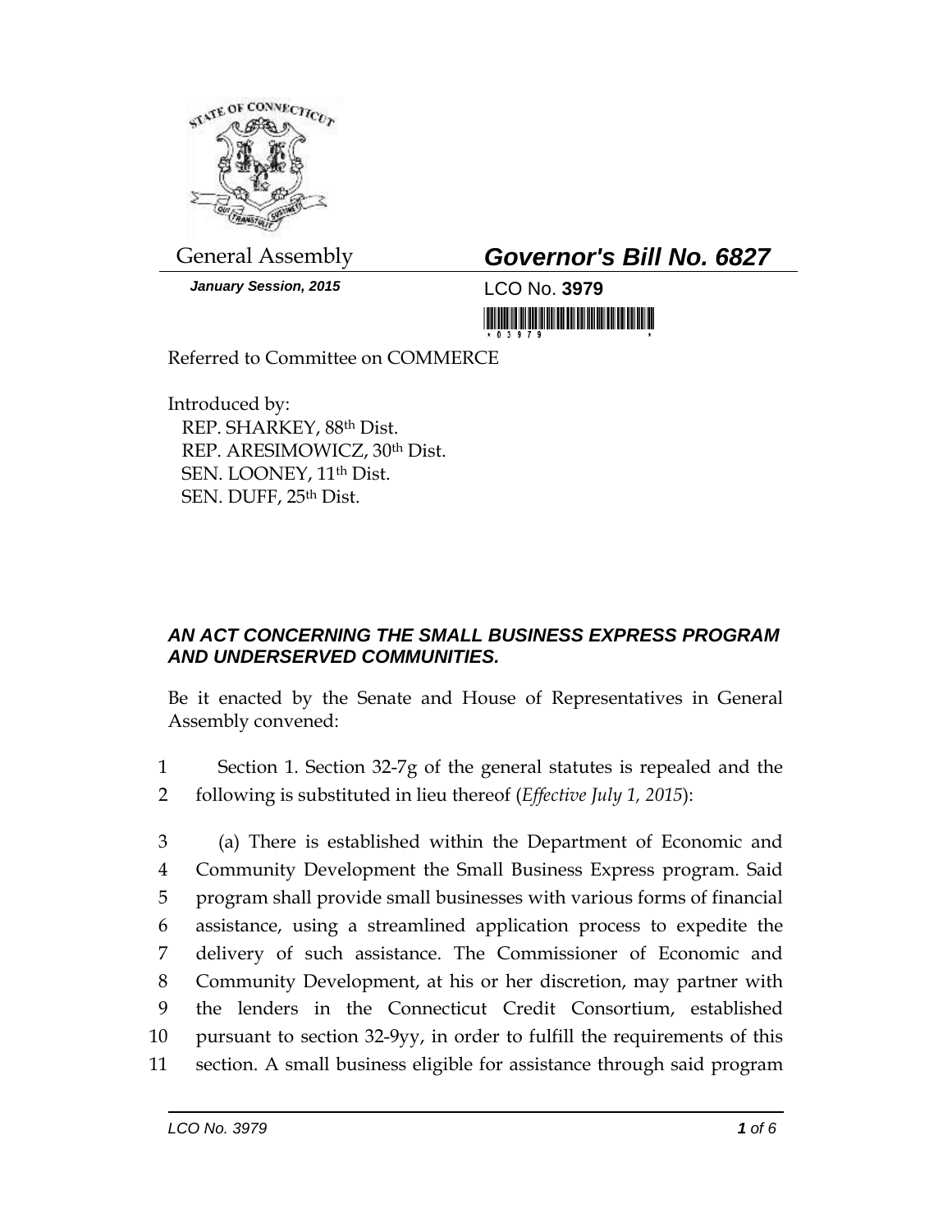General Assembly

***January Session, 2015***

# *Governor's Bill No. 6827*

LCO No. **3979**

Referred to Committee on COMMERCE

Introduced by:
REP. SHARKEY, 88th Dist.
REP. ARESIMOWICZ, 30th Dist.
SEN. LOONEY, 11th Dist.
SEN. DUFF, 25th Dist.

## *AN ACT CONCERNING THE SMALL BUSINESS EXPRESS PROGRAM AND UNDERSERVED COMMUNITIES.*

Be it enacted by the Senate and House of Representatives in General Assembly convened:

1 Section 1. Section 32-7g of the general statutes is repealed and the
2 following is substituted in lieu thereof (*Effective July 1, 2015*):

3 (a) There is established within the Department of Economic and
4 Community Development the Small Business Express program. Said
5 program shall provide small businesses with various forms of financial
6 assistance, using a streamlined application process to expedite the
7 delivery of such assistance. The Commissioner of Economic and
8 Community Development, at his or her discretion, may partner with
9 the lenders in the Connecticut Credit Consortium, established
10 pursuant to section 32-9yy, in order to fulfill the requirements of this
11 section. A small business eligible for assistance through said program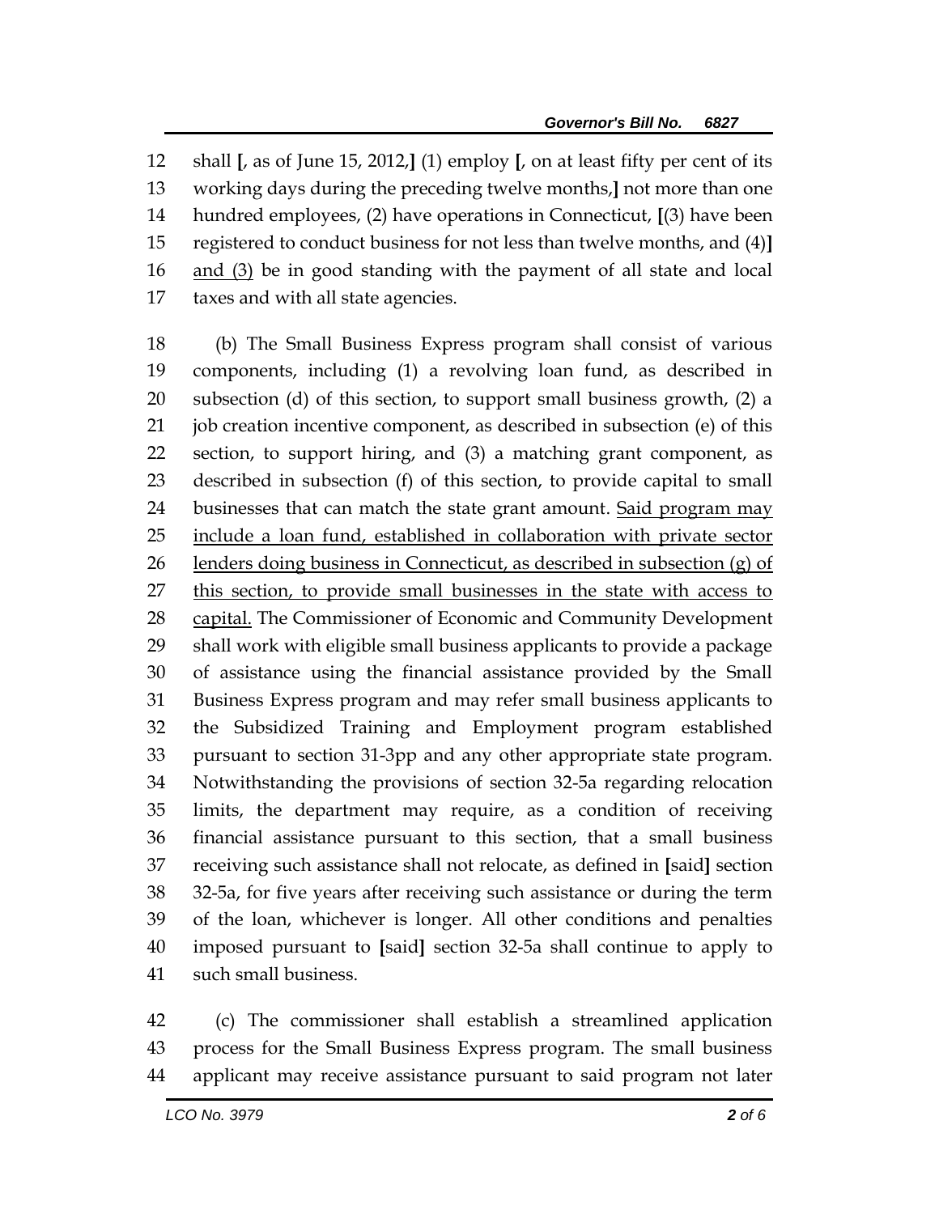shall [, as of June 15, 2012,] (1) employ [, on at least fifty per cent of its working days during the preceding twelve months,] not more than one hundred employees, (2) have operations in Connecticut, [(3) have been registered to conduct business for not less than twelve months, and (4)] <u>and (3)</u> be in good standing with the payment of all state and local taxes and with all state agencies.

(b) The Small Business Express program shall consist of various components, including (1) a revolving loan fund, as described in subsection (d) of this section, to support small business growth, (2) a job creation incentive component, as described in subsection (e) of this section, to support hiring, and (3) a matching grant component, as described in subsection (f) of this section, to provide capital to small businesses that can match the state grant amount. <u>Said program may include a loan fund, established in collaboration with private sector lenders doing business in Connecticut, as described in subsection (g) of this section, to provide small businesses in the state with access to capital.</u> The Commissioner of Economic and Community Development shall work with eligible small business applicants to provide a package of assistance using the financial assistance provided by the Small Business Express program and may refer small business applicants to the Subsidized Training and Employment program established pursuant to section 31-3pp and any other appropriate state program. Notwithstanding the provisions of section 32-5a regarding relocation limits, the department may require, as a condition of receiving financial assistance pursuant to this section, that a small business receiving such assistance shall not relocate, as defined in [said] section 32-5a, for five years after receiving such assistance or during the term of the loan, whichever is longer. All other conditions and penalties imposed pursuant to [said] section 32-5a shall continue to apply to such small business.

(c) The commissioner shall establish a streamlined application process for the Small Business Express program. The small business applicant may receive assistance pursuant to said program not later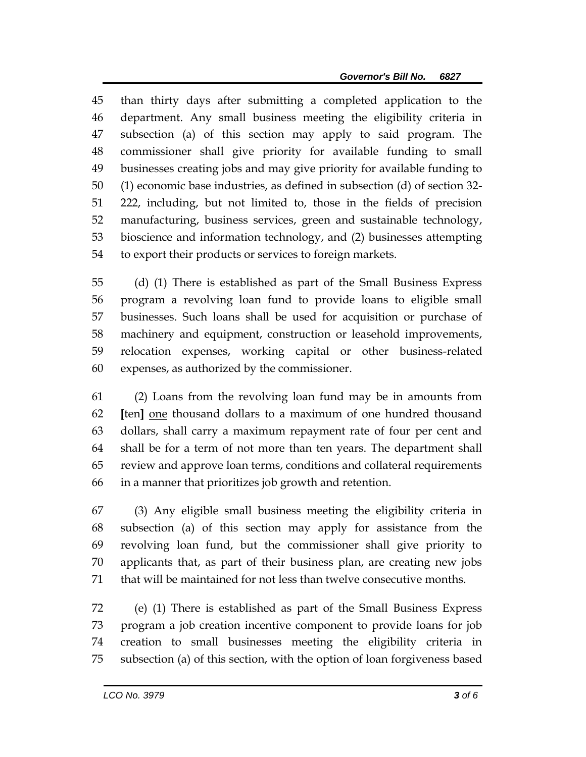than thirty days after submitting a completed application to the department. Any small business meeting the eligibility criteria in subsection (a) of this section may apply to said program. The commissioner shall give priority for available funding to small businesses creating jobs and may give priority for available funding to (1) economic base industries, as defined in subsection (d) of section 32-222, including, but not limited to, those in the fields of precision manufacturing, business services, green and sustainable technology, bioscience and information technology, and (2) businesses attempting to export their products or services to foreign markets.

(d) (1) There is established as part of the Small Business Express program a revolving loan fund to provide loans to eligible small businesses. Such loans shall be used for acquisition or purchase of machinery and equipment, construction or leasehold improvements, relocation expenses, working capital or other business-related expenses, as authorized by the commissioner.

(2) Loans from the revolving loan fund may be in amounts from **[**ten**]** <u>one</u> thousand dollars to a maximum of one hundred thousand dollars, shall carry a maximum repayment rate of four per cent and shall be for a term of not more than ten years. The department shall review and approve loan terms, conditions and collateral requirements in a manner that prioritizes job growth and retention.

(3) Any eligible small business meeting the eligibility criteria in subsection (a) of this section may apply for assistance from the revolving loan fund, but the commissioner shall give priority to applicants that, as part of their business plan, are creating new jobs that will be maintained for not less than twelve consecutive months.

(e) (1) There is established as part of the Small Business Express program a job creation incentive component to provide loans for job creation to small businesses meeting the eligibility criteria in subsection (a) of this section, with the option of loan forgiveness based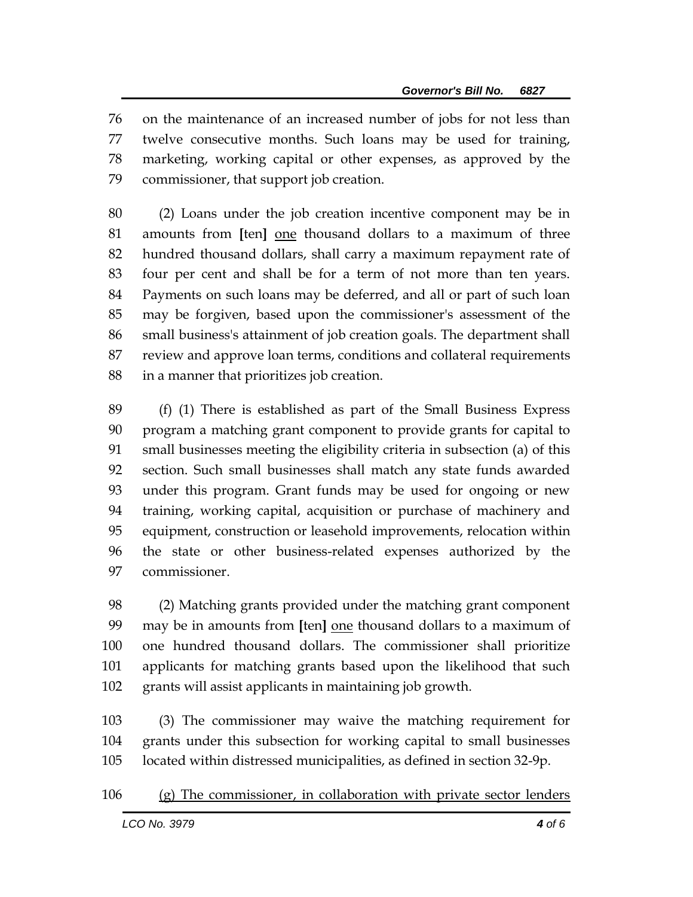on the maintenance of an increased number of jobs for not less than twelve consecutive months. Such loans may be used for training, marketing, working capital or other expenses, as approved by the commissioner, that support job creation.

(2) Loans under the job creation incentive component may be in amounts from **[**ten**]** <u>one</u> thousand dollars to a maximum of three hundred thousand dollars, shall carry a maximum repayment rate of four per cent and shall be for a term of not more than ten years. Payments on such loans may be deferred, and all or part of such loan may be forgiven, based upon the commissioner's assessment of the small business's attainment of job creation goals. The department shall review and approve loan terms, conditions and collateral requirements in a manner that prioritizes job creation.

(f) (1) There is established as part of the Small Business Express program a matching grant component to provide grants for capital to small businesses meeting the eligibility criteria in subsection (a) of this section. Such small businesses shall match any state funds awarded under this program. Grant funds may be used for ongoing or new training, working capital, acquisition or purchase of machinery and equipment, construction or leasehold improvements, relocation within the state or other business-related expenses authorized by the commissioner.

(2) Matching grants provided under the matching grant component may be in amounts from **[**ten**]** <u>one</u> thousand dollars to a maximum of one hundred thousand dollars. The commissioner shall prioritize applicants for matching grants based upon the likelihood that such grants will assist applicants in maintaining job growth.

(3) The commissioner may waive the matching requirement for grants under this subsection for working capital to small businesses located within distressed municipalities, as defined in section 32-9p.

<u>(g) The commissioner, in collaboration with private sector lenders</u>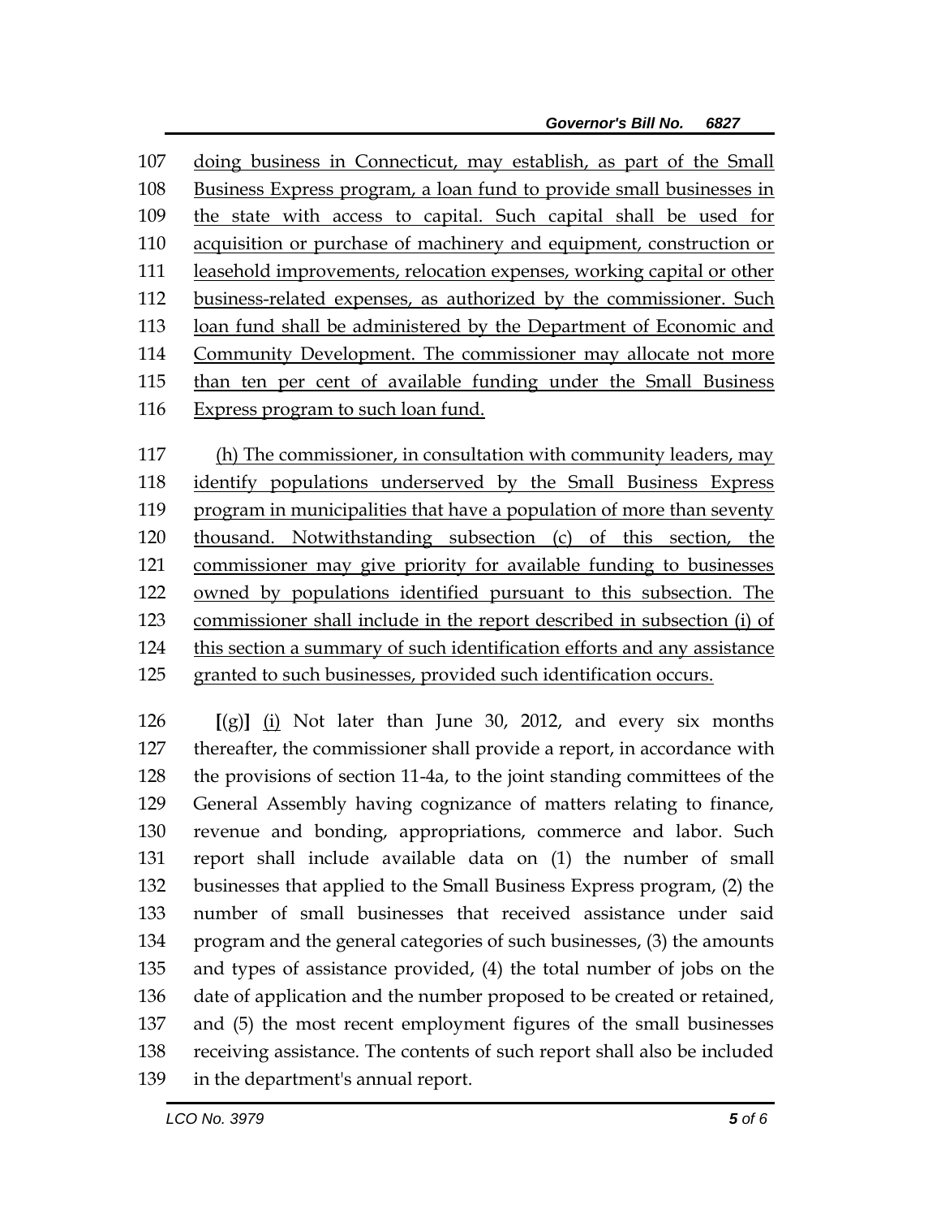107 doing business in Connecticut, may establish, as part of the Small
108 Business Express program, a loan fund to provide small businesses in
109 the state with access to capital. Such capital shall be used for
110 acquisition or purchase of machinery and equipment, construction or
111 leasehold improvements, relocation expenses, working capital or other
112 business-related expenses, as authorized by the commissioner. Such
113 loan fund shall be administered by the Department of Economic and
114 Community Development. The commissioner may allocate not more
115 than ten per cent of available funding under the Small Business
116 Express program to such loan fund.

117 (h) The commissioner, in consultation with community leaders, may
118 identify populations underserved by the Small Business Express
119 program in municipalities that have a population of more than seventy
120 thousand. Notwithstanding subsection (c) of this section, the
121 commissioner may give priority for available funding to businesses
122 owned by populations identified pursuant to this subsection. The
123 commissioner shall include in the report described in subsection (i) of
124 this section a summary of such identification efforts and any assistance
125 granted to such businesses, provided such identification occurs.

126 [(g)] (i) Not later than June 30, 2012, and every six months
127 thereafter, the commissioner shall provide a report, in accordance with
128 the provisions of section 11-4a, to the joint standing committees of the
129 General Assembly having cognizance of matters relating to finance,
130 revenue and bonding, appropriations, commerce and labor. Such
131 report shall include available data on (1) the number of small
132 businesses that applied to the Small Business Express program, (2) the
133 number of small businesses that received assistance under said
134 program and the general categories of such businesses, (3) the amounts
135 and types of assistance provided, (4) the total number of jobs on the
136 date of application and the number proposed to be created or retained,
137 and (5) the most recent employment figures of the small businesses
138 receiving assistance. The contents of such report shall also be included
139 in the department's annual report.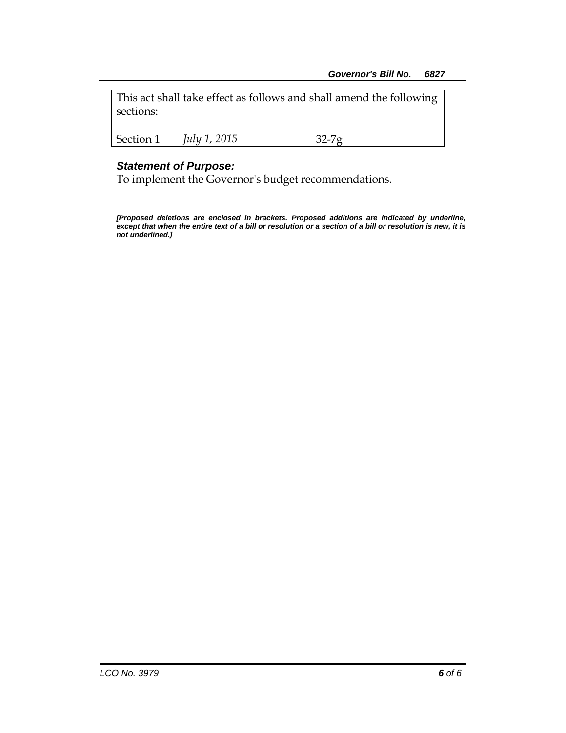| This act shall take effect as follows and shall amend the following sections: | | |
| --- | --- | --- |
| Section 1 | *July 1, 2015* | 32-7g |

### *Statement of Purpose:*

To implement the Governor's budget recommendations.

***[Proposed deletions are enclosed in brackets. Proposed additions are indicated by underline, except that when the entire text of a bill or resolution or a section of a bill or resolution is new, it is not underlined.]***